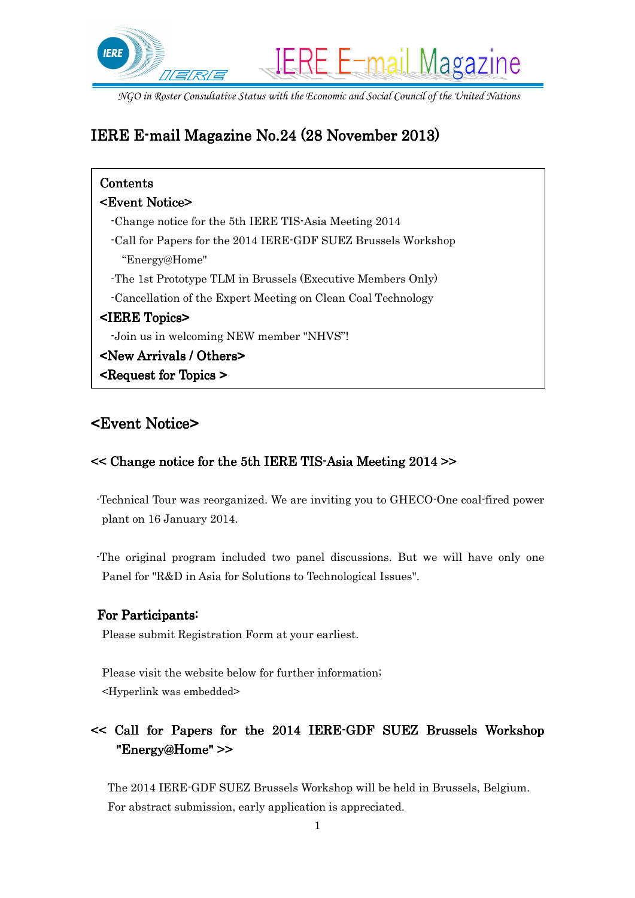# IERE E-mail Magazine

*NGO in Roster Consultative Status with the Economic and Social Council of the United Nations*

## IERE E-mail Magazine No.24 (28 November 2013)

Contents

<Event Notice>

- -Change notice for the 5th IERE TIS-Asia Meeting 2014
- -Call for Papers for the 2014 IERE-GDF SUEZ Brussels Workshop "Energy@Home"
- -The 1st Prototype TLM in Brussels (Executive Members Only)
- -Cancellation of the Expert Meeting on Clean Coal Technology

<IERE Topics>

- -Join us in welcoming NEW member "NHVS"!

<New Arrivals / Others>

<Request for Topics >

## <Event Notice>

### << Change notice for the 5th IERE TIS-Asia Meeting 2014 >>

-Technical Tour was reorganized. We are inviting you to GHECO-One coal-fired power plant on 16 January 2014.

-The original program included two panel discussions. But we will have only one Panel for "R&D in Asia for Solutions to Technological Issues".

**For Participants:**

Please submit Registration Form at your earliest.

Please visit the website below for further information;
<Hyperlink was embedded>

### << Call for Papers for the 2014 IERE-GDF SUEZ Brussels Workshop "Energy@Home" >>

The 2014 IERE-GDF SUEZ Brussels Workshop will be held in Brussels, Belgium.
For abstract submission, early application is appreciated.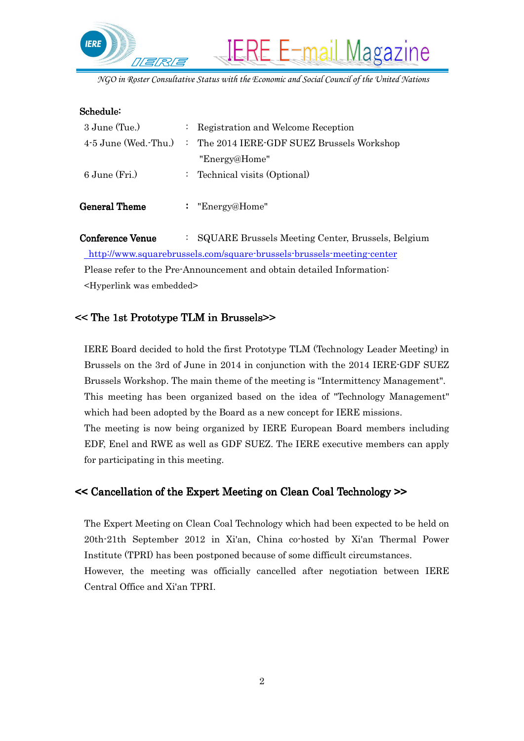**Schedule:**

| | | |
|---|---|---|
| 3 June (Tue.) | : | Registration and Welcome Reception |
| 4-5 June (Wed.-Thu.) | : | The 2014 IERE-GDF SUEZ Brussels Workshop "Energy@Home" |
| 6 June (Fri.) | : | Technical visits (Optional) |

**General Theme** : "Energy@Home"

**Conference Venue** : SQUARE Brussels Meeting Center, Brussels, Belgium

http://www.squarebrussels.com/square-brussels-brussels-meeting-center

Please refer to the Pre-Announcement and obtain detailed Information:

<Hyperlink was embedded>

## << The 1st Prototype TLM in Brussels>>

IERE Board decided to hold the first Prototype TLM (Technology Leader Meeting) in Brussels on the 3rd of June in 2014 in conjunction with the 2014 IERE-GDF SUEZ Brussels Workshop. The main theme of the meeting is "Intermittency Management". This meeting has been organized based on the idea of "Technology Management" which had been adopted by the Board as a new concept for IERE missions.

The meeting is now being organized by IERE European Board members including EDF, Enel and RWE as well as GDF SUEZ. The IERE executive members can apply for participating in this meeting.

## << Cancellation of the Expert Meeting on Clean Coal Technology >>

The Expert Meeting on Clean Coal Technology which had been expected to be held on 20th-21th September 2012 in Xi'an, China co-hosted by Xi'an Thermal Power Institute (TPRI) has been postponed because of some difficult circumstances.

However, the meeting was officially cancelled after negotiation between IERE Central Office and Xi'an TPRI.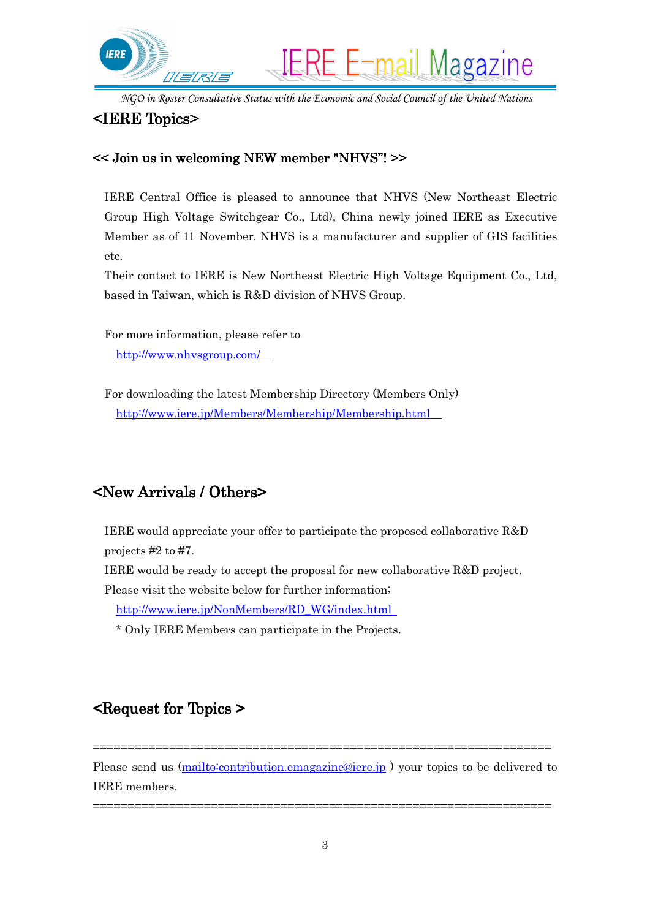## <IERE Topics>

### << Join us in welcoming NEW member "NHVS"! >>

IERE Central Office is pleased to announce that NHVS (New Northeast Electric Group High Voltage Switchgear Co., Ltd), China newly joined IERE as Executive Member as of 11 November. NHVS is a manufacturer and supplier of GIS facilities etc.

Their contact to IERE is New Northeast Electric High Voltage Equipment Co., Ltd, based in Taiwan, which is R&D division of NHVS Group.

For more information, please refer to

http://www.nhvsgroup.com/

For downloading the latest Membership Directory (Members Only)

http://www.iere.jp/Members/Membership/Membership.html

## <New Arrivals / Others>

IERE would appreciate your offer to participate the proposed collaborative R&D projects #2 to #7.

IERE would be ready to accept the proposal for new collaborative R&D project.

Please visit the website below for further information;

http://www.iere.jp/NonMembers/RD_WG/index.html

* Only IERE Members can participate in the Projects.

## <Request for Topics >

==================================================================

Please send us (mailto:contribution.emagazine@iere.jp ) your topics to be delivered to IERE members.

==================================================================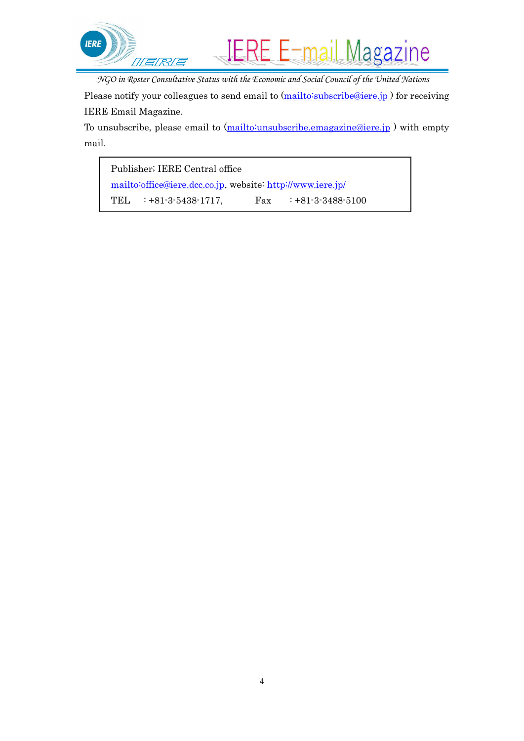Please notify your colleagues to send email to (mailto:subscribe@iere.jp ) for receiving IERE Email Magazine.

To unsubscribe, please email to (mailto:unsubscribe.emagazine@iere.jp ) with empty mail.

Publisher; IERE Central office

mailto:office@iere.dcc.co.jp, website: http://www.iere.jp/

TEL : +81-3-5438-1717, Fax : +81-3-3488-5100